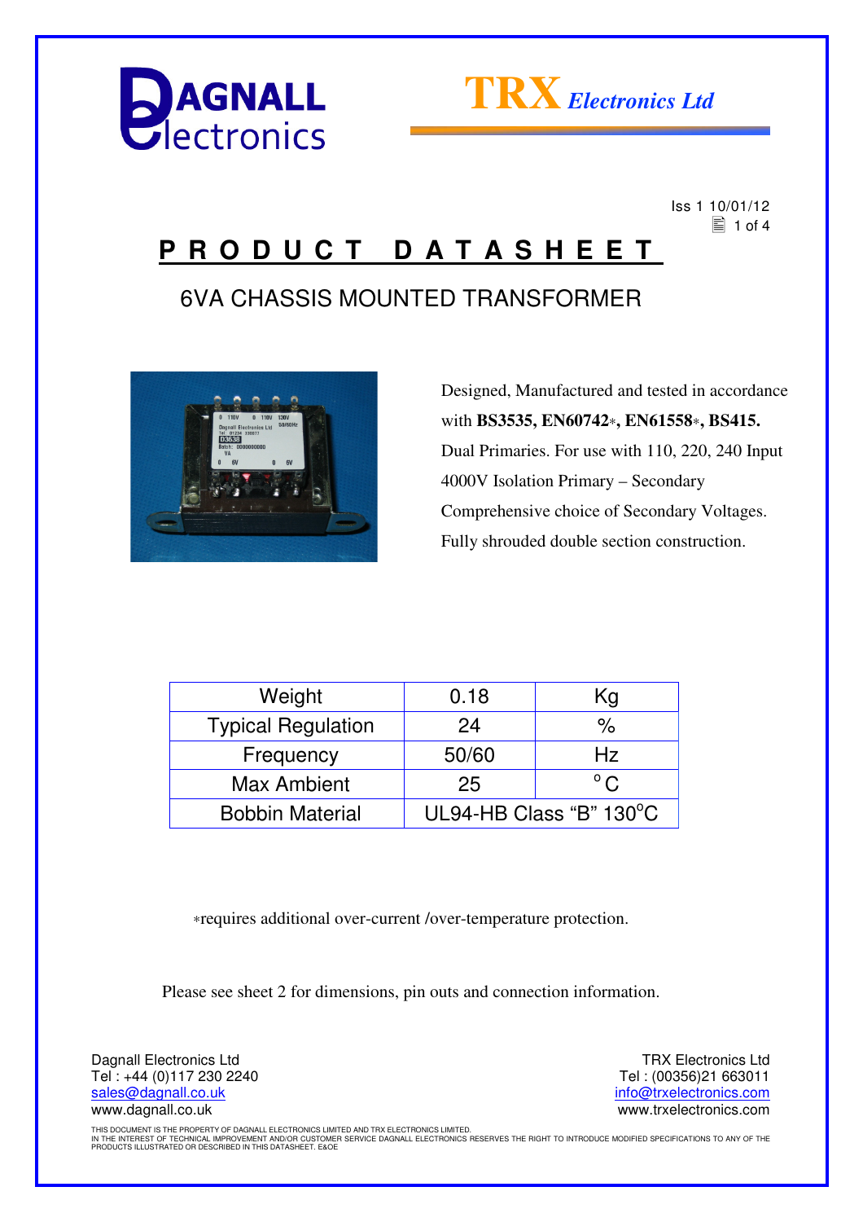Iss 1 10/01/12

# PRODUCT DATASHEET

## 6VA CHASSIS MOUNTED TRANSFORMER

Designed, Manufactured and tested in accordance with **BS3535, EN60742***, **EN61558***, **BS415.**
Dual Primaries. For use with 110, 220, 240 Input
4000V Isolation Primary – Secondary
Comprehensive choice of Secondary Voltages.
Fully shrouded double section construction.

| Weight | 0.18 | Kg |
|---|---|---|
| Typical Regulation | 24 | % |
| Frequency | 50/60 | Hz |
| Max Ambient | 25 | °C |
| Bobbin Material | UL94-HB Class "B" 130°C | |

*requires additional over-current /over-temperature protection.

Please see sheet 2 for dimensions, pin outs and connection information.

Dagnall Electronics Ltd
Tel : +44 (0)117 230 2240
sales@dagnall.co.uk
www.dagnall.co.uk

TRX Electronics Ltd
Tel : (00356)21 663011
info@trxelectronics.com
www.trxelectronics.com

THIS DOCUMENT IS THE PROPERTY OF DAGNALL ELECTRONICS LIMITED AND TRX ELECTRONICS LIMITED.
IN THE INTEREST OF TECHNICAL IMPROVEMENT AND/OR CUSTOMER SERVICE DAGNALL ELECTRONICS RESERVES THE RIGHT TO INTRODUCE MODIFIED SPECIFICATIONS TO ANY OF THE PRODUCTS ILLUSTRATED OR DESCRIBED IN THIS DATASHEET. E&OE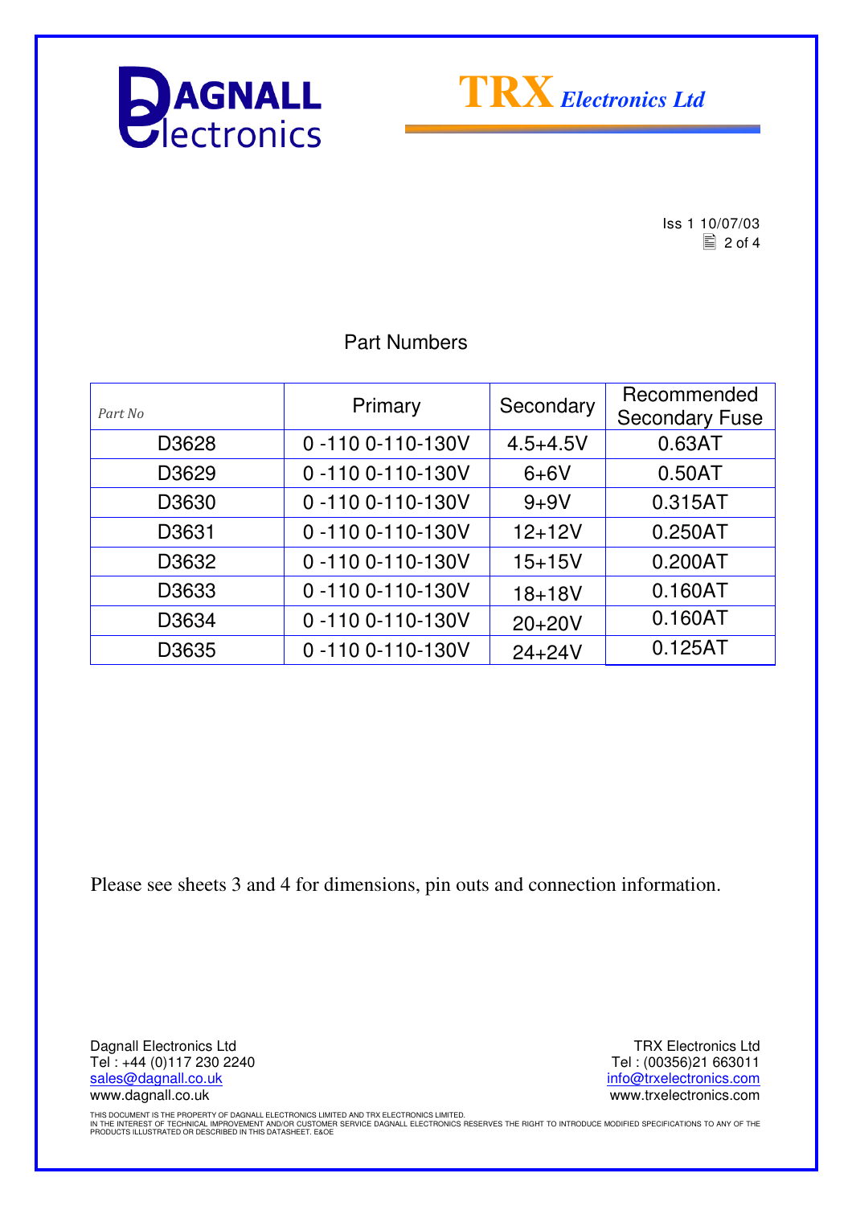# DAGNALL Electronics

# TRX Electronics Ltd

Iss 1 10/07/03

## Part Numbers

| *Part No* | Primary | Secondary | Recommended Secondary Fuse |
|---|---|---|---|
| D3628 | 0 -110 0-110-130V | 4.5+4.5V | 0.63AT |
| D3629 | 0 -110 0-110-130V | 6+6V | 0.50AT |
| D3630 | 0 -110 0-110-130V | 9+9V | 0.315AT |
| D3631 | 0 -110 0-110-130V | 12+12V | 0.250AT |
| D3632 | 0 -110 0-110-130V | 15+15V | 0.200AT |
| D3633 | 0 -110 0-110-130V | 18+18V | 0.160AT |
| D3634 | 0 -110 0-110-130V | 20+20V | 0.160AT |
| D3635 | 0 -110 0-110-130V | 24+24V | 0.125AT |

Please see sheets 3 and 4 for dimensions, pin outs and connection information.

Dagnall Electronics Ltd
Tel : +44 (0)117 230 2240
sales@dagnall.co.uk
www.dagnall.co.uk

TRX Electronics Ltd
Tel : (00356)21 663011
info@trxelectronics.com
www.trxelectronics.com

THIS DOCUMENT IS THE PROPERTY OF DAGNALL ELECTRONICS LIMITED AND TRX ELECTRONICS LIMITED.
IN THE INTEREST OF TECHNICAL IMPROVEMENT AND/OR CUSTOMER SERVICE DAGNALL ELECTRONICS RESERVES THE RIGHT TO INTRODUCE MODIFIED SPECIFICATIONS TO ANY OF THE PRODUCTS ILLUSTRATED OR DESCRIBED IN THIS DATASHEET. E&OE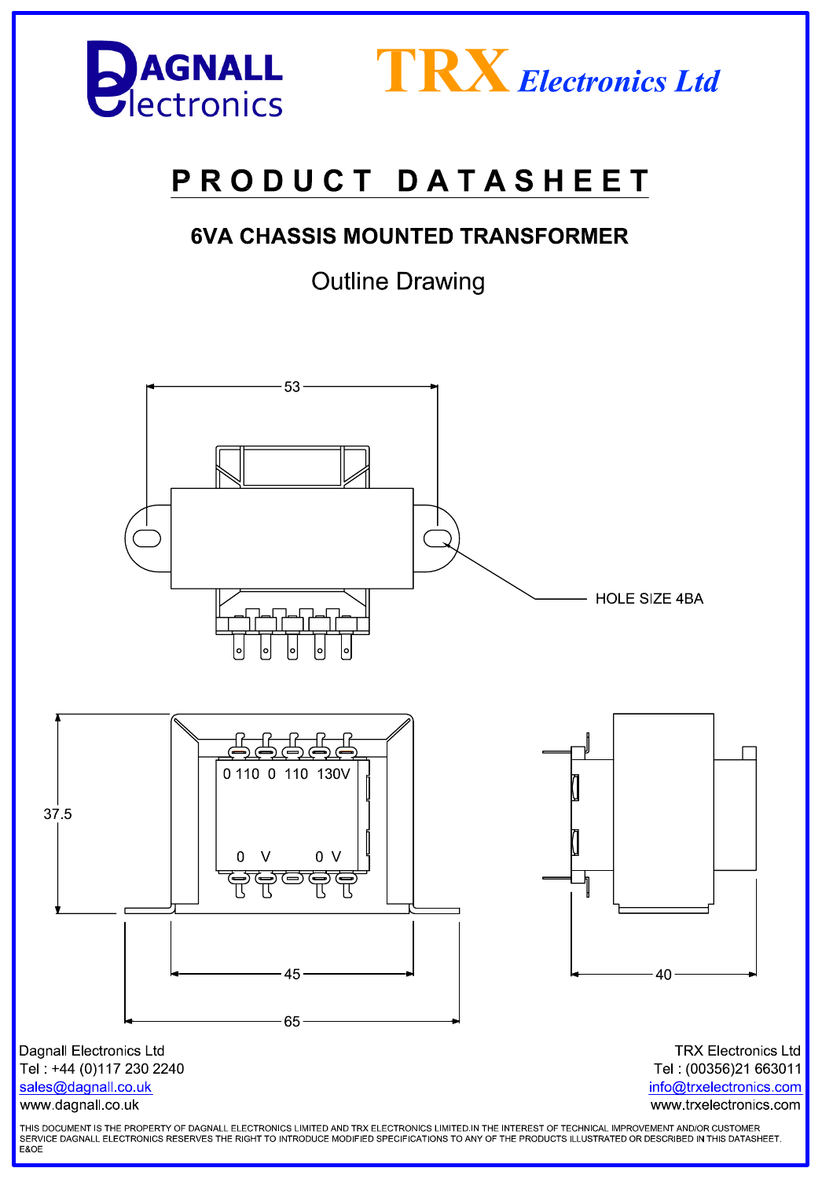DAGNALL electronics

TRX Electronics Ltd

# PRODUCT DATASHEET

## 6VA CHASSIS MOUNTED TRANSFORMER

### Outline Drawing

53

HOLE SIZE 4BA

37.5

0 110 0 110 130V

0 V 0 V

45

65

40

Dagnall Electronics Ltd
Tel : +44 (0)117 230 2240
sales@dagnall.co.uk
www.dagnall.co.uk

TRX Electronics Ltd
Tel : (00356)21 663011
info@trxelectronics.com
www.trxelectronics.com

THIS DOCUMENT IS THE PROPERTY OF DAGNALL ELECTRONICS LIMITED AND TRX ELECTRONICS LIMITED.IN THE INTEREST OF TECHNICAL IMPROVEMENT AND/OR CUSTOMER SERVICE DAGNALL ELECTRONICS RESERVES THE RIGHT TO INTRODUCE MODIFIED SPECIFICATIONS TO ANY OF THE PRODUCTS ILLUSTRATED OR DESCRIBED IN THIS DATASHEET.
E&OE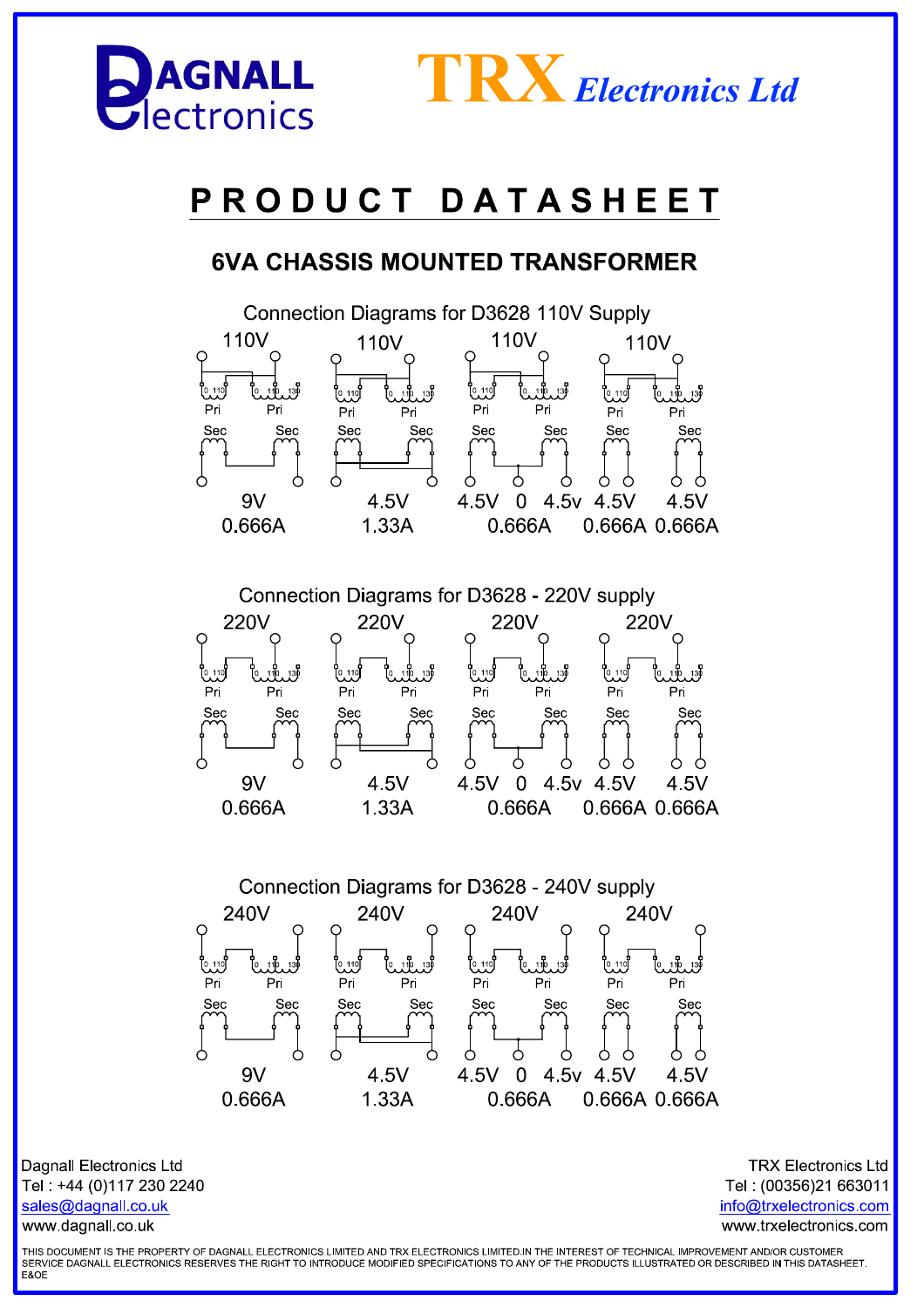DAGNALL electronics

TRX Electronics Ltd

# PRODUCT DATASHEET

## 6VA CHASSIS MOUNTED TRANSFORMER

### Connection Diagrams for D3628 110V Supply

110V
110V
110V
110V

0 110
0 110 130
Pri
Pri
Sec
Sec

9V
0.666A

4.5V
1.33A

4.5V 0 4.5v
0.666A

4.5V 4.5V
0.666A 0.666A

### Connection Diagrams for D3628 - 220V supply

220V
220V
220V
220V

0 110
0 110 130
Pri
Pri
Sec
Sec

9V
0.666A

4.5V
1.33A

4.5V 0 4.5v
0.666A

4.5V 4.5V
0.666A 0.666A

### Connection Diagrams for D3628 - 240V supply

240V
240V
240V
240V

0 110
0 110 130
Pri
Pri
Sec
Sec

9V
0.666A

4.5V
1.33A

4.5V 0 4.5v
0.666A

4.5V 4.5V
0.666A 0.666A

Dagnall Electronics Ltd
Tel : +44 (0)117 230 2240
sales@dagnall.co.uk
www.dagnall.co.uk

TRX Electronics Ltd
Tel : (00356)21 663011
info@trxelectronics.com
www.trxelectronics.com

THIS DOCUMENT IS THE PROPERTY OF DAGNALL ELECTRONICS LIMITED AND TRX ELECTRONICS LIMITED.IN THE INTEREST OF TECHNICAL IMPROVEMENT AND/OR CUSTOMER SERVICE DAGNALL ELECTRONICS RESERVES THE RIGHT TO INTRODUCE MODIFIED SPECIFICATIONS TO ANY OF THE PRODUCTS ILLUSTRATED OR DESCRIBED IN THIS DATASHEET. E&OE